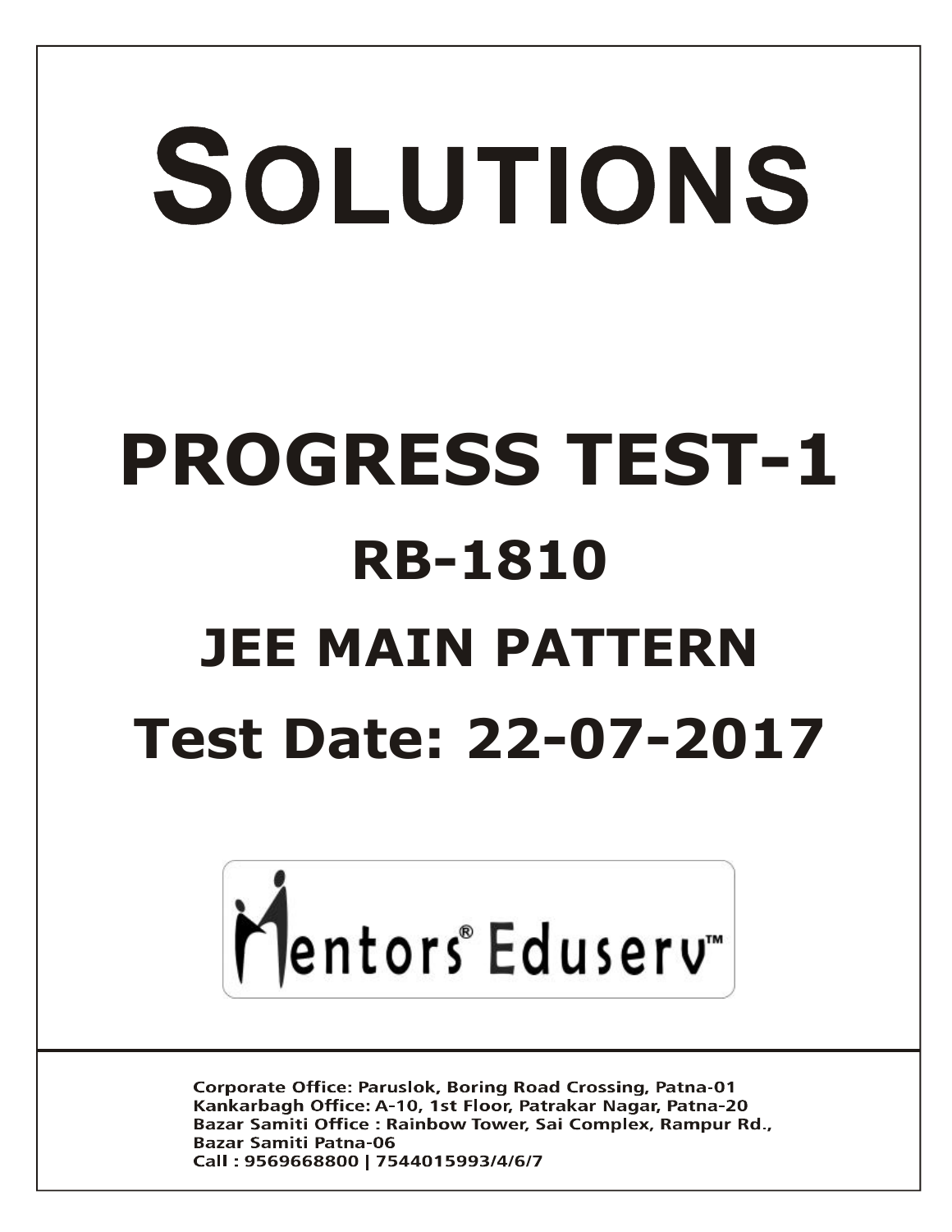# SOLUTIONS

# PROGRESS TEST-1

## RB-1810

## JEE MAIN PATTERN

## Test Date: 22-07-2017

Mentors® Eduserv™

Corporate Office: Paruslok, Boring Road Crossing, Patna-01
Kankarbagh Office: A-10, 1st Floor, Patrakar Nagar, Patna-20
Bazar Samiti Office : Rainbow Tower, Sai Complex, Rampur Rd., Bazar Samiti Patna-06
Call : 9569668800 | 7544015993/4/6/7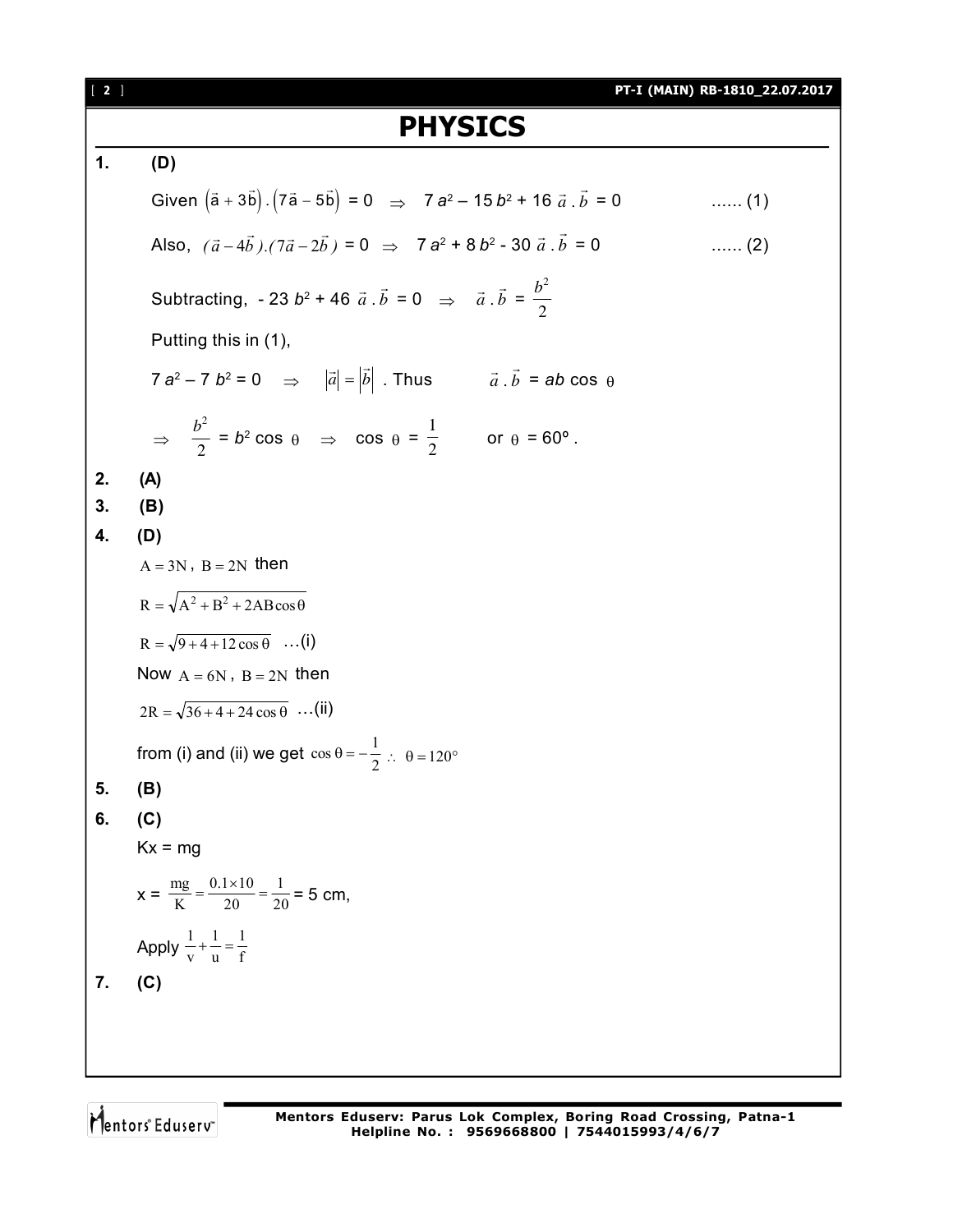# PHYSICS

**1.** **(D)**

Given $\left(\vec{a}+3\vec{b}\right).\left(7\vec{a}-5\vec{b}\right) = 0 \Rightarrow 7a^2 - 15b^2 + 16\,\vec{a}.\vec{b} = 0$ ...... (1)

Also, $(\vec{a}-4\vec{b}).(7\vec{a}-2\vec{b}) = 0 \Rightarrow 7a^2 + 8b^2 - 30\,\vec{a}.\vec{b} = 0$ ...... (2)

Subtracting, $-23b^2 + 46\,\vec{a}.\vec{b} = 0 \Rightarrow \vec{a}.\vec{b} = \frac{b^2}{2}$

Putting this in (1),

$7a^2 - 7b^2 = 0 \Rightarrow |\vec{a}| = |\vec{b}|$. Thus $\vec{a}.\vec{b} = ab\cos\theta$

$\Rightarrow \frac{b^2}{2} = b^2\cos\theta \Rightarrow \cos\theta = \frac{1}{2}$ or $\theta = 60^\circ$.

**2.** **(A)**

**3.** **(B)**

**4.** **(D)**

$A = 3N$, $B = 2N$ then

$R = \sqrt{A^2 + B^2 + 2AB\cos\theta}$

$R = \sqrt{9 + 4 + 12\cos\theta}$ ...(i)

Now $A = 6N$, $B = 2N$ then

$2R = \sqrt{36 + 4 + 24\cos\theta}$ ...(ii)

from (i) and (ii) we get $\cos\theta = -\frac{1}{2} \therefore \theta = 120^\circ$

**5.** **(B)**

**6.** **(C)**

$Kx = mg$

$x = \frac{mg}{K} = \frac{0.1\times 10}{20} = \frac{1}{20} = 5$ cm,

Apply $\frac{1}{v} + \frac{1}{u} = \frac{1}{f}$

**7.** **(C)**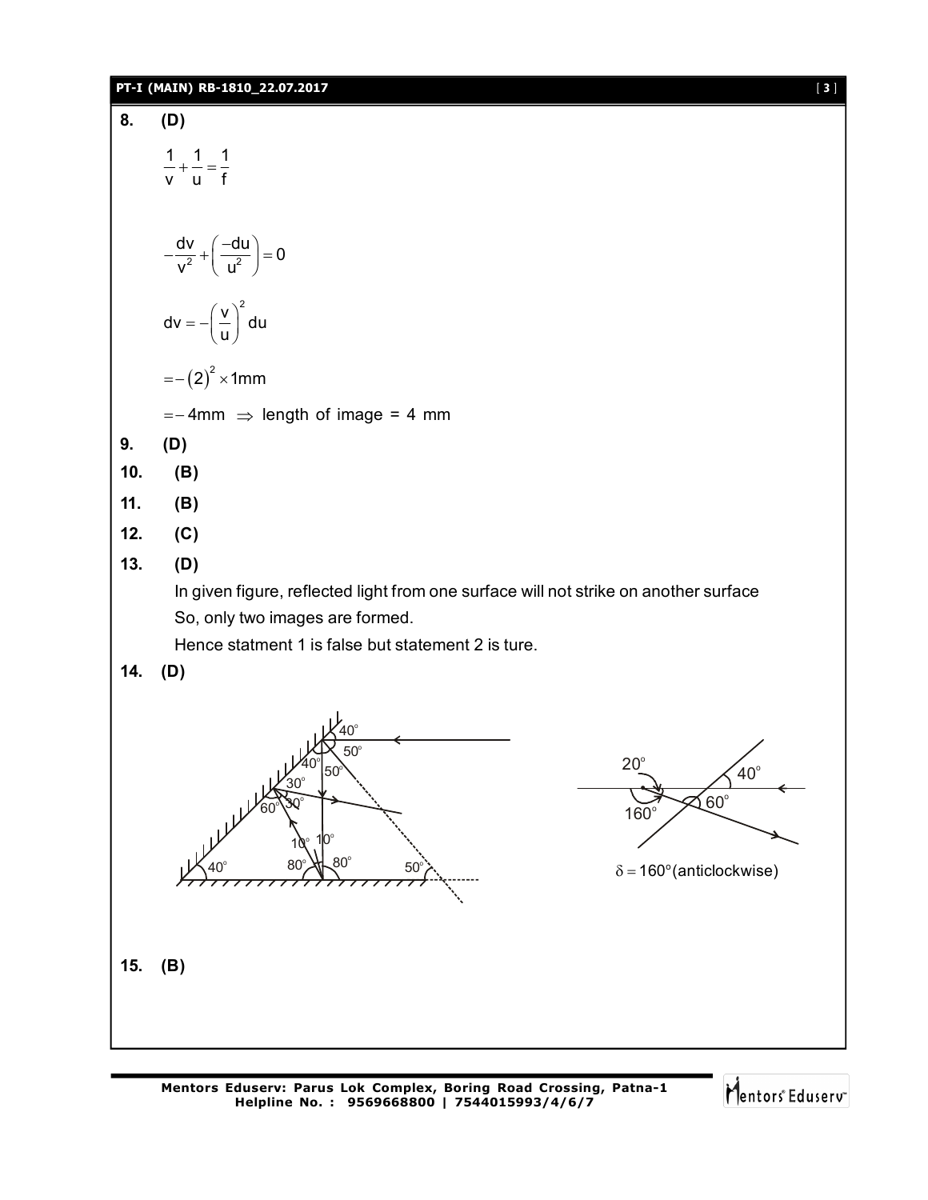**8.** **(D)**

$$\frac{1}{v}+\frac{1}{u}=\frac{1}{f}$$

$$-\frac{dv}{v^2}+\left(\frac{-du}{u^2}\right)=0$$

$$dv=-\left(\frac{v}{u}\right)^2 du$$

$$=-(2)^2\times 1\text{mm}$$

$=-4\text{mm} \Rightarrow$ length of image = 4 mm

**9.** **(D)**

**10.** **(B)**

**11.** **(B)**

**12.** **(C)**

**13.** **(D)**

In given figure, reflected light from one surface will not strike on another surface

So, only two images are formed.

Hence statment 1 is false but statement 2 is ture.

**14.** **(D)**

$\delta = 160^\circ$(anticlockwise)

**15.** **(B)**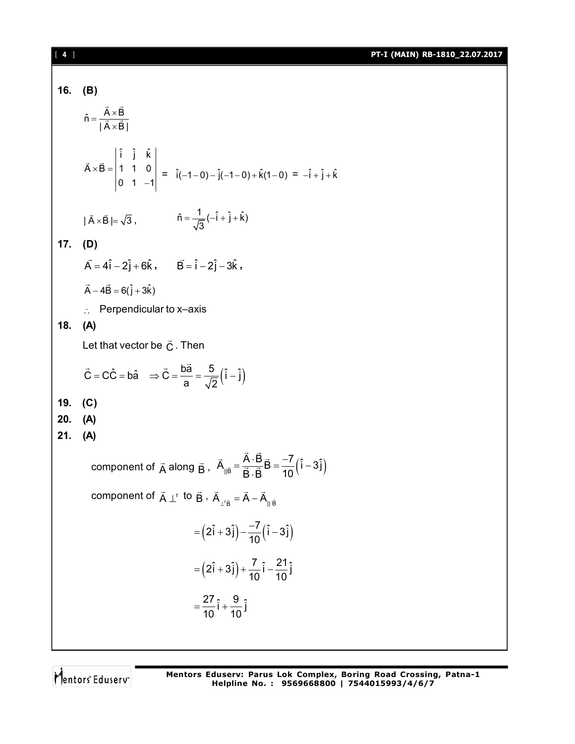**16. (B)**

$$\hat{n} = \frac{\vec{A} \times \vec{B}}{|\vec{A} \times \vec{B}|}$$

$$\vec{A} \times \vec{B} = \begin{vmatrix} \hat{i} & \hat{j} & \hat{k} \\ 1 & 1 & 0 \\ 0 & 1 & -1 \end{vmatrix} = \hat{i}(-1-0) - \hat{j}(-1-0) + \hat{k}(1-0) = -\hat{i} + \hat{j} + \hat{k}$$

$|\vec{A} \times \vec{B}| = \sqrt{3}$, $\qquad \hat{n} = \frac{1}{\sqrt{3}}(-\hat{i} + \hat{j} + \hat{k})$

**17. (D)**

$\vec{A} = 4\hat{i} - 2\hat{j} + 6\hat{k}$, $\qquad \vec{B} = \hat{i} - 2\hat{j} - 3\hat{k}$,

$\vec{A} - 4\vec{B} = 6(\hat{j} + 3\hat{k})$

$\therefore$ Perpendicular to x–axis

**18. (A)**

Let that vector be $\vec{C}$. Then

$$\vec{C} = C\hat{C} = b\hat{a} \quad \Rightarrow \vec{C} = \frac{b\vec{a}}{a} = \frac{5}{\sqrt{2}}\left(\hat{i} - \hat{j}\right)$$

**19. (C)**

**20. (A)**

**21. (A)**

component of $\vec{A}$ along $\vec{B}$, $\vec{A}_{\|\vec{B}} = \frac{\vec{A} \cdot \vec{B}}{\vec{B} \cdot \vec{B}}\vec{B} = \frac{-7}{10}\left(\hat{i} - 3\hat{j}\right)$

component of $\vec{A} \perp^r$ to $\vec{B}$, $\vec{A}_{\perp^r \vec{B}} = \vec{A} - \vec{A}_{\|\vec{B}}$

$$= \left(2\hat{i} + 3\hat{j}\right) - \frac{-7}{10}\left(\hat{i} - 3\hat{j}\right)$$

$$= \left(2\hat{i} + 3\hat{j}\right) + \frac{7}{10}\hat{i} - \frac{21}{10}\hat{j}$$

$$= \frac{27}{10}\hat{i} + \frac{9}{10}\hat{j}$$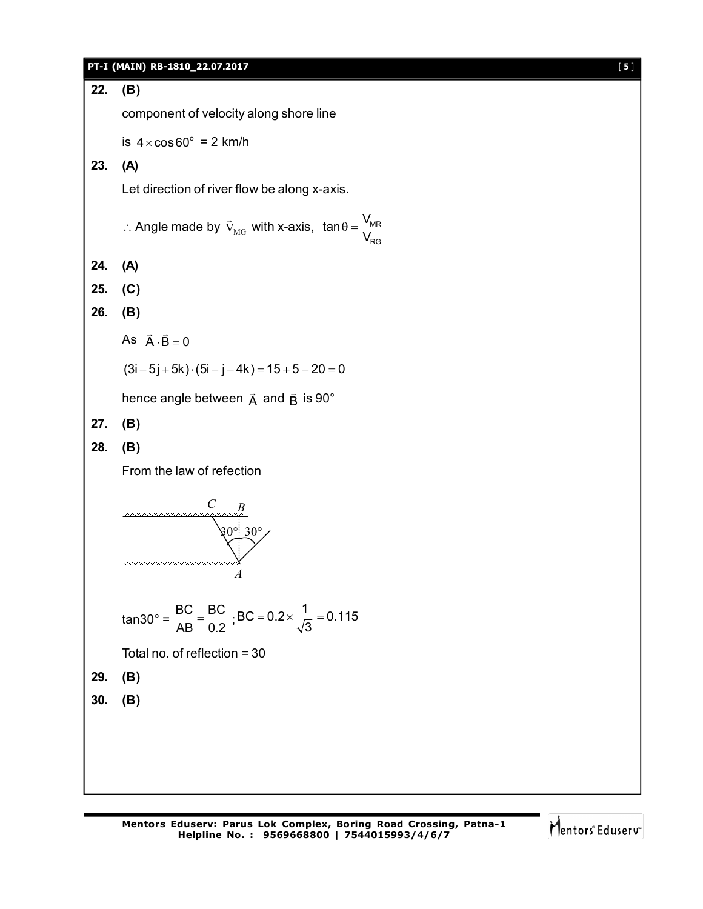**22. (B)**

component of velocity along shore line

is $4 \times \cos 60^{\circ}$ = 2 km/h

**23. (A)**

Let direction of river flow be along x-axis.

$\therefore$ Angle made by $\vec{V}_{MG}$ with x-axis, $\tan\theta = \frac{V_{MR}}{V_{RG}}$

**24. (A)**

**25. (C)**

**26. (B)**

As $\vec{A} \cdot \vec{B} = 0$

$(3i - 5j + 5k) \cdot (5i - j - 4k) = 15 + 5 - 20 = 0$

hence angle between $\vec{A}$ and $\vec{B}$ is 90°

**27. (B)**

**28. (B)**

From the law of refection

C B
30° 30°
A

tan30° = $\frac{BC}{AB} = \frac{BC}{0.2}$ ; $BC = 0.2 \times \frac{1}{\sqrt{3}} = 0.115$

Total no. of reflection = 30

**29. (B)**

**30. (B)**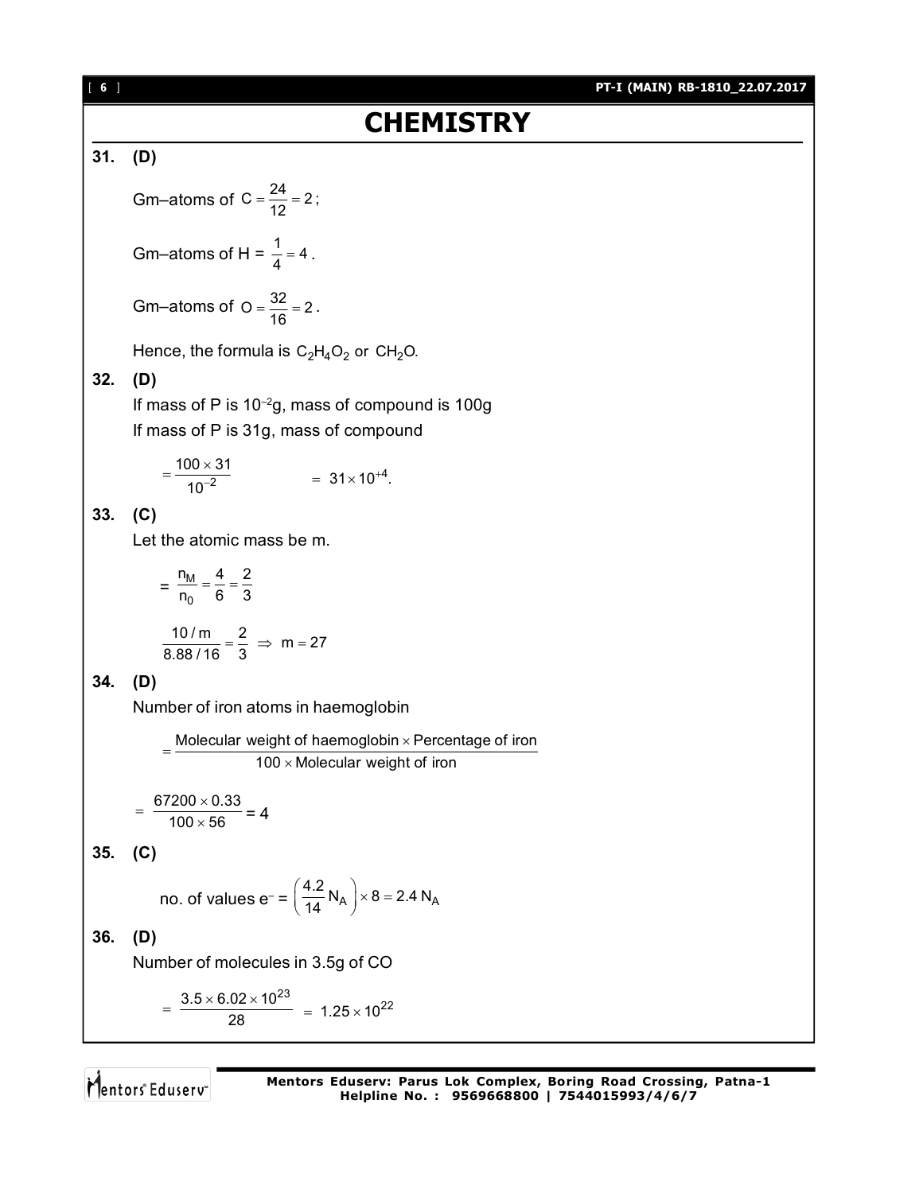# CHEMISTRY

**31. (D)**

Gm–atoms of $C = \frac{24}{12} = 2$;

Gm–atoms of H = $\frac{1}{4} = 4$.

Gm–atoms of $O = \frac{32}{16} = 2$.

Hence, the formula is $C_2H_4O_2$ or $CH_2O$.

**32. (D)**

If mass of P is $10^{-2}$g, mass of compound is 100g

If mass of P is 31g, mass of compound

$$= \frac{100 \times 31}{10^{-2}} \qquad = 31 \times 10^{+4}.$$

**33. (C)**

Let the atomic mass be m.

$$= \frac{n_M}{n_0} = \frac{4}{6} = \frac{2}{3}$$

$$\frac{10/m}{8.88/16} = \frac{2}{3} \Rightarrow m = 27$$

**34. (D)**

Number of iron atoms in haemoglobin

$$= \frac{\text{Molecular weight of haemoglobin} \times \text{Percentage of iron}}{100 \times \text{Molecular weight of iron}}$$

$$= \frac{67200 \times 0.33}{100 \times 56} = 4$$

**35. (C)**

$$\text{no. of values } e^- = \left(\frac{4.2}{14} N_A\right) \times 8 = 2.4\, N_A$$

**36. (D)**

Number of molecules in 3.5g of CO

$$= \frac{3.5 \times 6.02 \times 10^{23}}{28} = 1.25 \times 10^{22}$$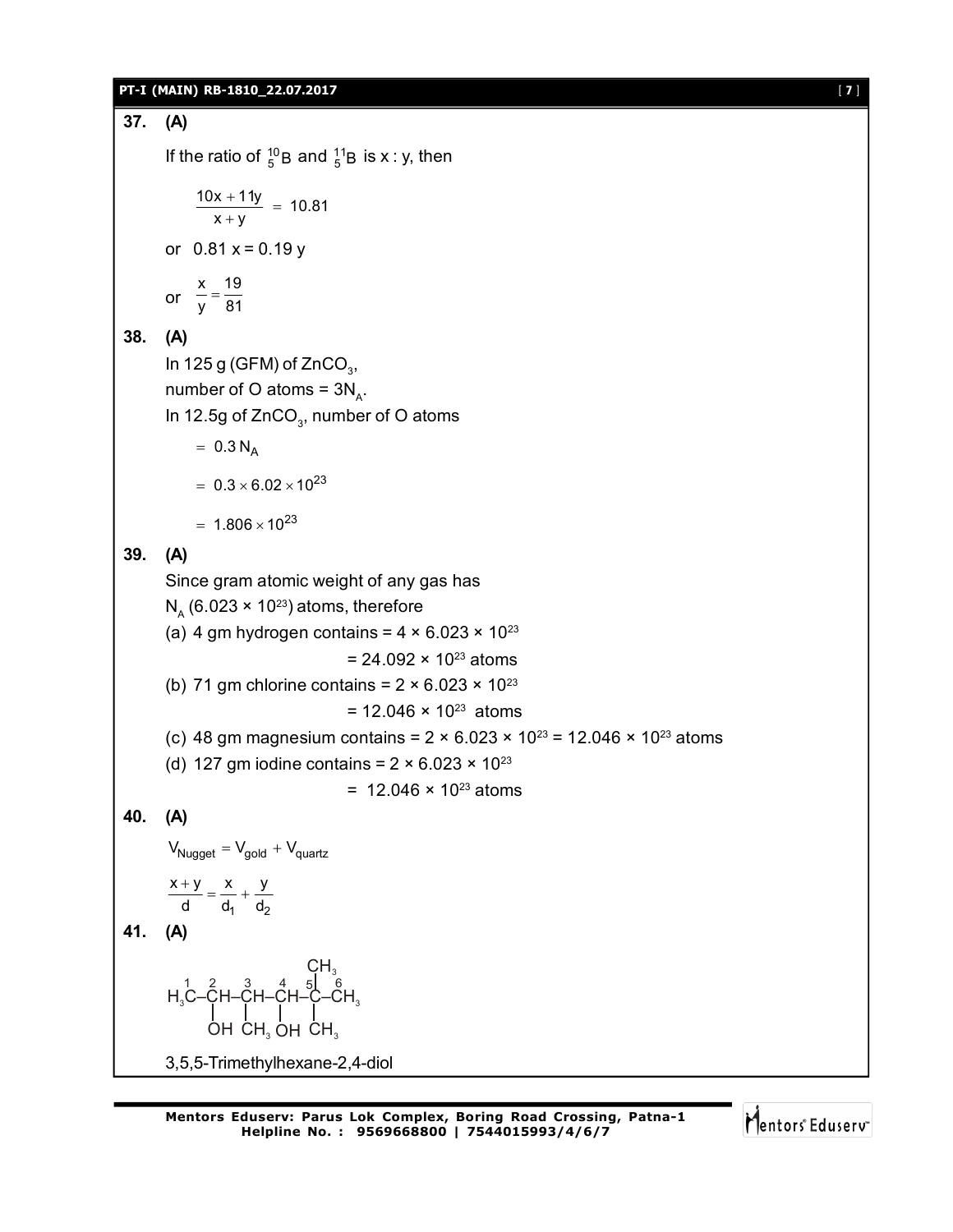**37. (A)**

If the ratio of ${}^{10}_{5}B$ and ${}^{11}_{5}B$ is x : y, then

$$\frac{10x + 11y}{x + y} = 10.81$$

or $0.81\,x = 0.19\,y$

or $\frac{x}{y} = \frac{19}{81}$

**38. (A)**

In 125 g (GFM) of $ZnCO_3$,

number of O atoms = $3N_A$.

In 12.5g of $ZnCO_3$, number of O atoms

$$= 0.3\,N_A$$

$$= 0.3 \times 6.02 \times 10^{23}$$

$$= 1.806 \times 10^{23}$$

**39. (A)**

Since gram atomic weight of any gas has $N_A$ ($6.023 \times 10^{23}$) atoms, therefore

(a) 4 gm hydrogen contains = $4 \times 6.023 \times 10^{23}$

= $24.092 \times 10^{23}$ atoms

(b) 71 gm chlorine contains = $2 \times 6.023 \times 10^{23}$

= $12.046 \times 10^{23}$ atoms

(c) 48 gm magnesium contains = $2 \times 6.023 \times 10^{23}$ = $12.046 \times 10^{23}$ atoms

(d) 127 gm iodine contains = $2 \times 6.023 \times 10^{23}$

= $12.046 \times 10^{23}$ atoms

**40. (A)**

$$V_{Nugget} = V_{gold} + V_{quartz}$$

$$\frac{x + y}{d} = \frac{x}{d_1} + \frac{y}{d_2}$$

**41. (A)**

$$\overset{1}{H_3C}-\underset{OH}{\overset{2}{C}H}-\underset{CH_3}{\overset{3}{C}H}-\underset{OH}{\overset{4}{C}H}-\underset{CH_3}{\overset{CH_3}{\overset{5}{C}}}-\overset{6}{CH_3}$$

3,5,5-Trimethylhexane-2,4-diol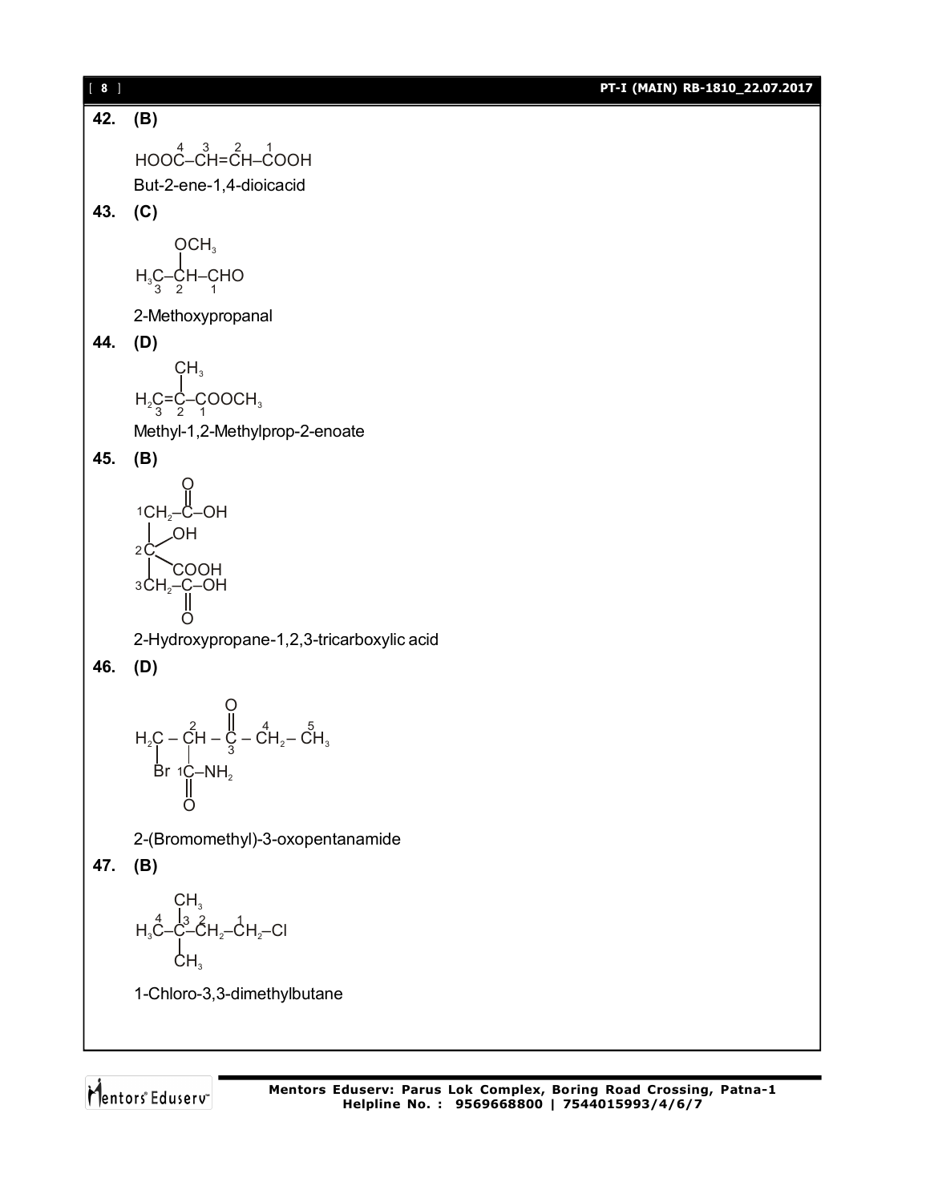**42. (B)**

$$\overset{4}{\text{HOOC}}-\overset{3}{\text{CH}}=\overset{2}{\text{CH}}-\overset{1}{\text{COOH}}$$

But-2-ene-1,4-dioicacid

**43. (C)**

$$\underset{3}{H_3C}-\underset{2}{\overset{\overset{OCH_3}{|}}{C}H}-\underset{1}{CHO}$$

2-Methoxypropanal

**44. (D)**

$$\underset{3}{H_2C}=\underset{2}{\overset{\overset{CH_3}{|}}{C}}-\underset{1}{COOCH_3}$$

Methyl-1,2-Methylprop-2-enoate

**45. (B)**

```
        O
        ||
 1CH2 – C – OH
  |   OH
 2C <
  |   COOH
 3CH2 – C – OH
        ||
        O
```

2-Hydroxypropane-1,2,3-tricarboxylic acid

**46. (D)**

```
                 O
          2      ||      4     5
 H2C  –  CH  –   C  –  CH2 – CH3
  |       |      3
  Br     1C–NH2
          ||
          O
```

2-(Bromomethyl)-3-oxopentanamide

**47. (B)**

```
       CH3
   4   |3   2     1
 H3C – C – CH2 – CH2 – Cl
       |
       CH3
```

1-Chloro-3,3-dimethylbutane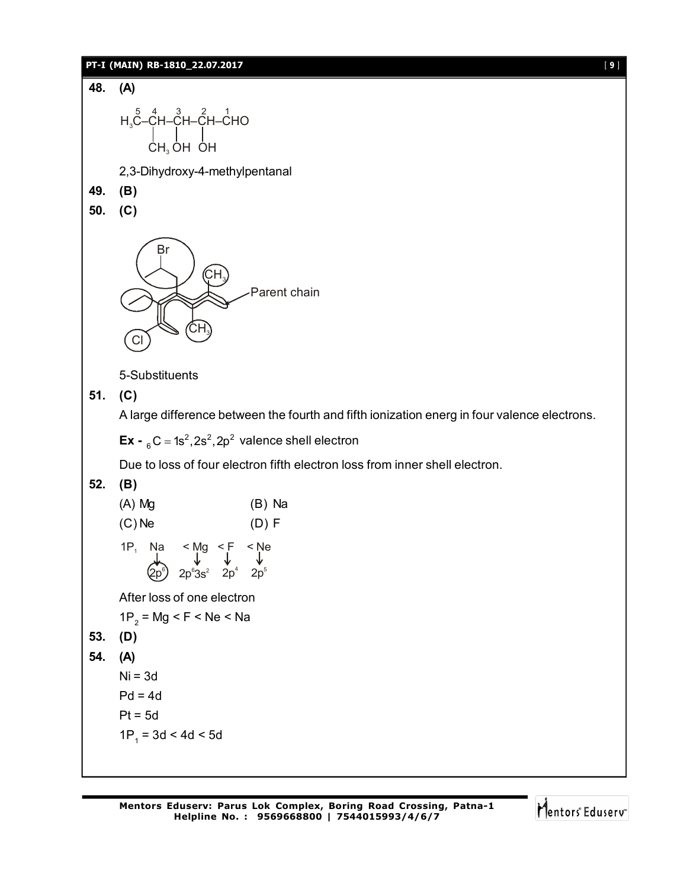**48. (A)**

$$\overset{5}{H_3C}-\overset{4}{\underset{|}{C}H}-\overset{3}{\underset{|}{C}H}-\overset{2}{\underset{|}{C}H}-\overset{1}{C}HO$$

$CH_3$ $OH$ $OH$

2,3-Dihydroxy-4-methylpentanal

**49. (B)**

**50. (C)**

Br

$CH_3$

Parent chain

$CH_3$

Cl

5-Substituents

**51. (C)**

A large difference between the fourth and fifth ionization energ in four valence electrons.

**Ex -** ${}_6C = 1s^2, 2s^2, 2p^2$ valence shell electron

Due to loss of four electron fifth electron loss from inner shell electron.

**52. (B)**

(A) Mg (B) Na

(C) Ne (D) F

$1P_1$ Na < Mg < F < Ne

$2p^6$ $2p^6 3s^2$ $2p^4$ $2p^5$

After loss of one electron

$1P_2$ = Mg < F < Ne < Na

**53. (D)**

**54. (A)**

Ni = 3d

Pd = 4d

Pt = 5d

$1P_1$ = 3d < 4d < 5d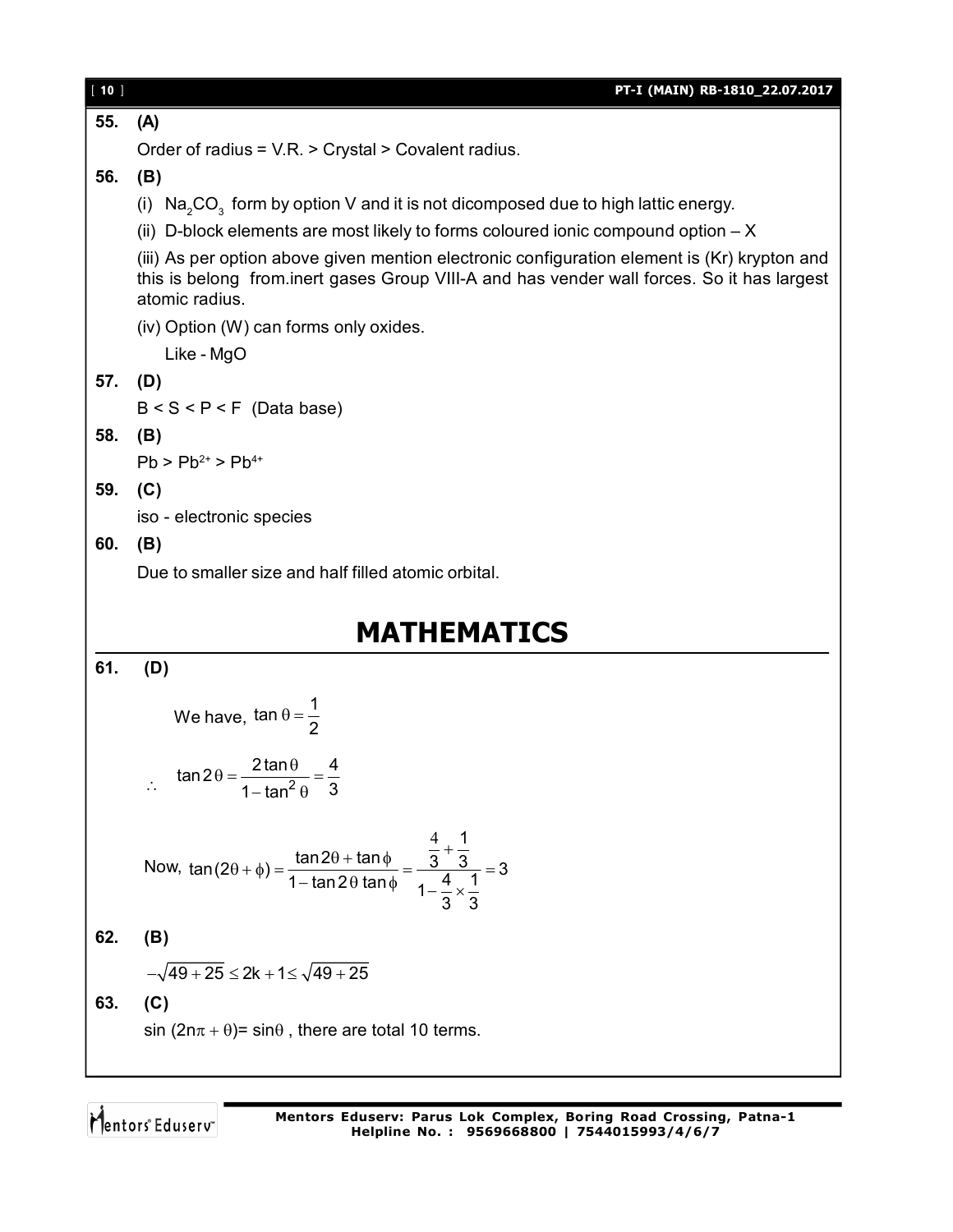**55. (A)**

Order of radius = V.R. > Crystal > Covalent radius.

**56. (B)**

(i) $Na_2CO_3$ form by option V and it is not dicomposed due to high lattic energy.

(ii) D-block elements are most likely to forms coloured ionic compound option – X

(iii) As per option above given mention electronic configuration element is (Kr) krypton and this is belong from.inert gases Group VIII-A and has vender wall forces. So it has largest atomic radius.

(iv) Option (W) can forms only oxides.

Like - MgO

**57. (D)**

B < S < P < F (Data base)

**58. (B)**

$Pb > Pb^{2+} > Pb^{4+}$

**59. (C)**

iso - electronic species

**60. (B)**

Due to smaller size and half filled atomic orbital.

# MATHEMATICS

**61. (D)**

We have, $\tan\theta = \frac{1}{2}$

$\therefore \quad \tan 2\theta = \frac{2\tan\theta}{1-\tan^2\theta} = \frac{4}{3}$

Now, $\tan(2\theta+\phi) = \frac{\tan 2\theta + \tan\phi}{1-\tan 2\theta \tan\phi} = \frac{\frac{4}{3}+\frac{1}{3}}{1-\frac{4}{3}\times\frac{1}{3}} = 3$

**62. (B)**

$-\sqrt{49+25} \le 2k+1 \le \sqrt{49+25}$

**63. (C)**

$\sin(2n\pi+\theta) = \sin\theta$ , there are total 10 terms.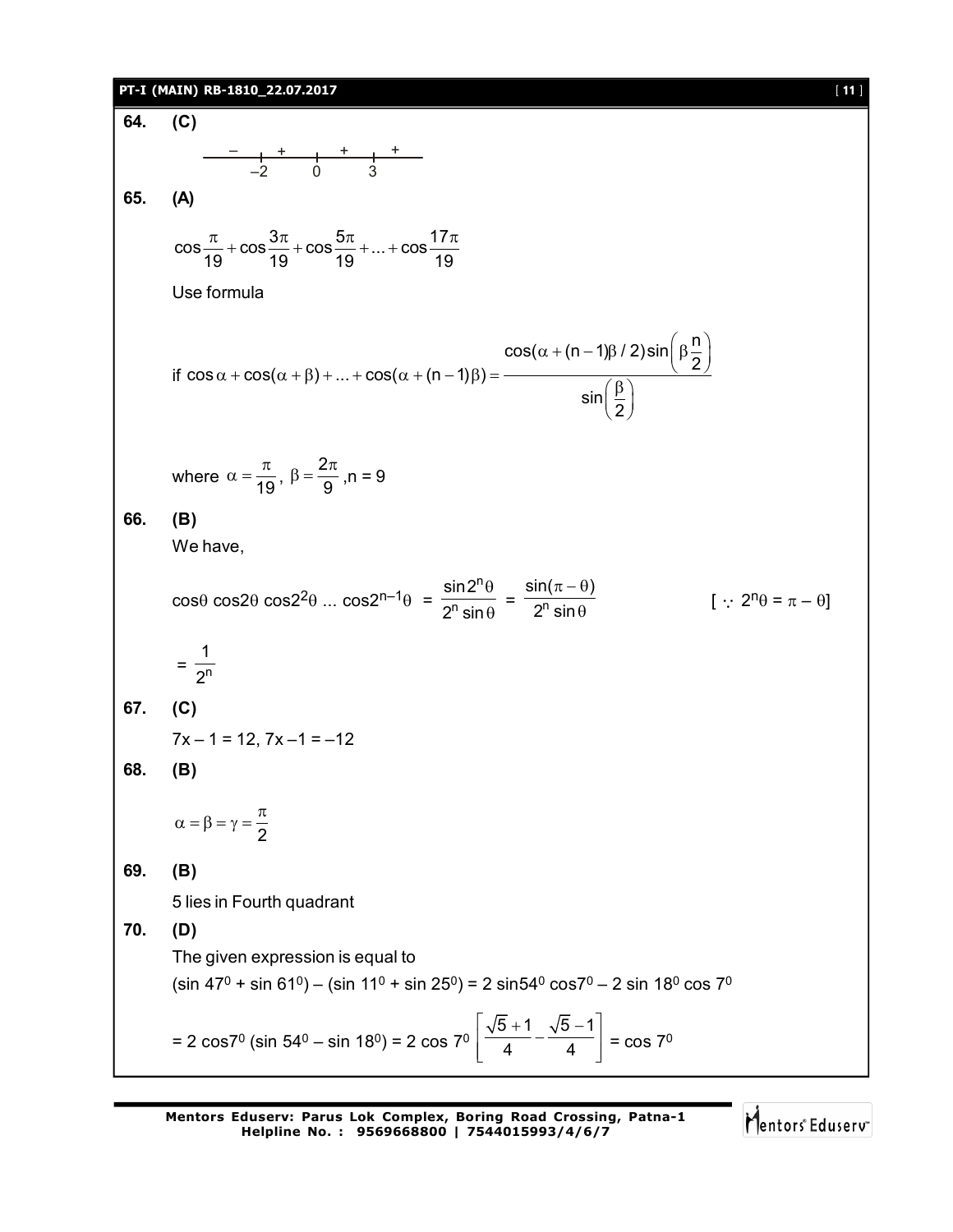**64. (C)**

$$\begin{array}{cccc} - & + & + & + \\ \hline & -2 \quad & 0 \quad & 3 \end{array}$$

**65. (A)**

$$\cos\frac{\pi}{19} + \cos\frac{3\pi}{19} + \cos\frac{5\pi}{19} + ... + \cos\frac{17\pi}{19}$$

Use formula

$$\text{if } \cos\alpha + \cos(\alpha+\beta) + ... + \cos(\alpha+(n-1)\beta) = \frac{\cos(\alpha+(n-1)\beta/2)\sin\left(\beta\frac{n}{2}\right)}{\sin\left(\frac{\beta}{2}\right)}$$

where $\alpha = \frac{\pi}{19}$, $\beta = \frac{2\pi}{9}$, n = 9

**66. (B)**

We have,

$$\cos\theta \cos 2\theta \cos 2^2\theta \ ... \cos 2^{n-1}\theta = \frac{\sin 2^n\theta}{2^n \sin\theta} = \frac{\sin(\pi-\theta)}{2^n \sin\theta} \qquad [\because 2^n\theta = \pi - \theta]$$

$$= \frac{1}{2^n}$$

**67. (C)**

$7x - 1 = 12$, $7x - 1 = -12$

**68. (B)**

$$\alpha = \beta = \gamma = \frac{\pi}{2}$$

**69. (B)**

5 lies in Fourth quadrant

**70. (D)**

The given expression is equal to

$(\sin 47^0 + \sin 61^0) - (\sin 11^0 + \sin 25^0) = 2\sin 54^0 \cos 7^0 - 2\sin 18^0 \cos 7^0$

$$= 2\cos 7^0 (\sin 54^0 - \sin 18^0) = 2\cos 7^0 \left[\frac{\sqrt{5}+1}{4} - \frac{\sqrt{5}-1}{4}\right] = \cos 7^0$$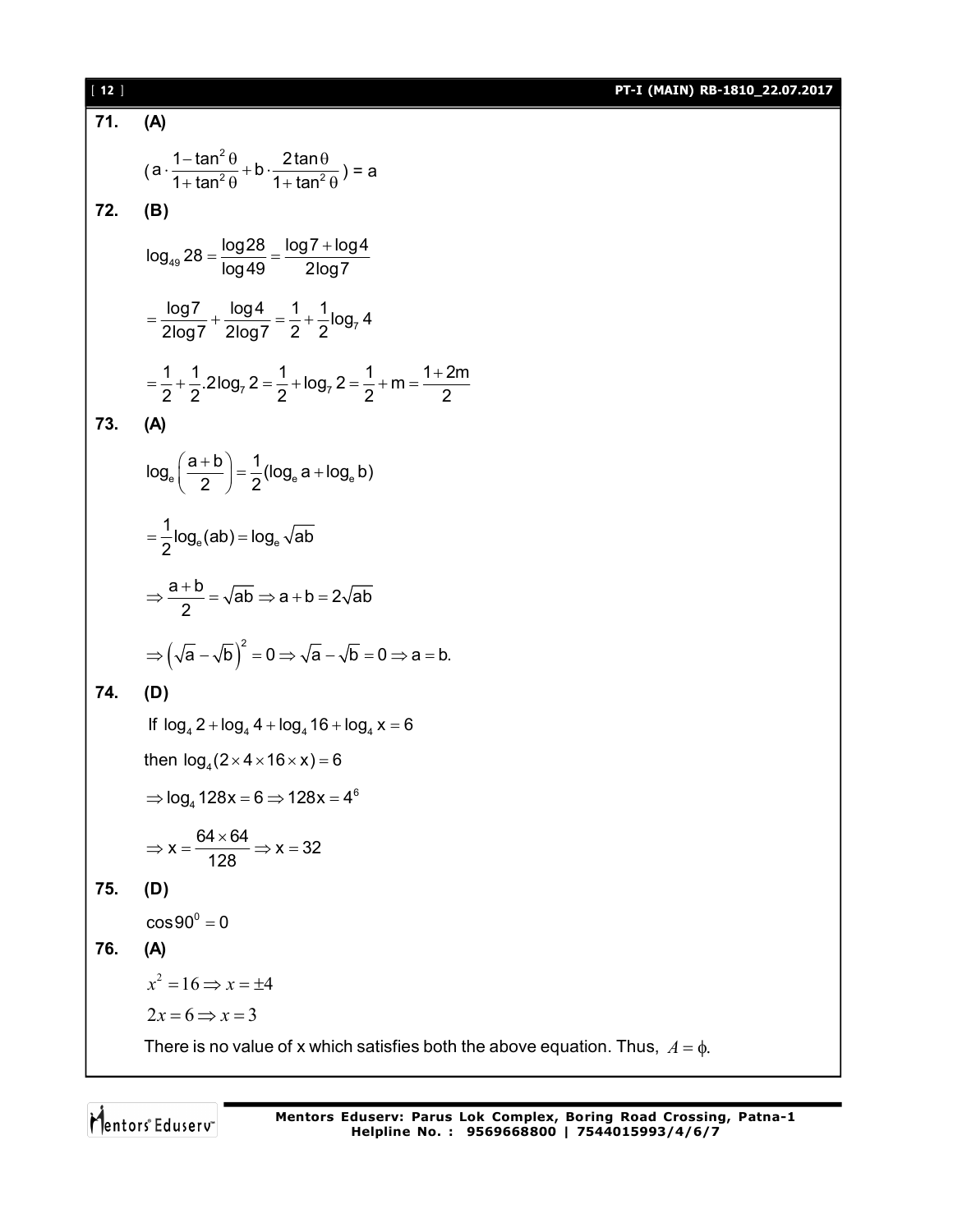**71. (A)**

$(a \cdot \frac{1-\tan^2\theta}{1+\tan^2\theta} + b \cdot \frac{2\tan\theta}{1+\tan^2\theta}) = a$

**72. (B)**

$$\log_{49} 28 = \frac{\log 28}{\log 49} = \frac{\log 7 + \log 4}{2\log 7}$$

$$= \frac{\log 7}{2\log 7} + \frac{\log 4}{2\log 7} = \frac{1}{2} + \frac{1}{2}\log_7 4$$

$$= \frac{1}{2} + \frac{1}{2}.2\log_7 2 = \frac{1}{2} + \log_7 2 = \frac{1}{2} + m = \frac{1+2m}{2}$$

**73. (A)**

$$\log_e\left(\frac{a+b}{2}\right) = \frac{1}{2}(\log_e a + \log_e b)$$

$$= \frac{1}{2}\log_e(ab) = \log_e \sqrt{ab}$$

$$\Rightarrow \frac{a+b}{2} = \sqrt{ab} \Rightarrow a+b = 2\sqrt{ab}$$

$$\Rightarrow \left(\sqrt{a} - \sqrt{b}\right)^2 = 0 \Rightarrow \sqrt{a} - \sqrt{b} = 0 \Rightarrow a = b.$$

**74. (D)**

If $\log_4 2 + \log_4 4 + \log_4 16 + \log_4 x = 6$

then $\log_4(2 \times 4 \times 16 \times x) = 6$

$\Rightarrow \log_4 128x = 6 \Rightarrow 128x = 4^6$

$\Rightarrow x = \frac{64 \times 64}{128} \Rightarrow x = 32$

**75. (D)**

$\cos 90^0 = 0$

**76. (A)**

$x^2 = 16 \Rightarrow x = \pm 4$

$2x = 6 \Rightarrow x = 3$

There is no value of x which satisfies both the above equation. Thus, $A = \phi$.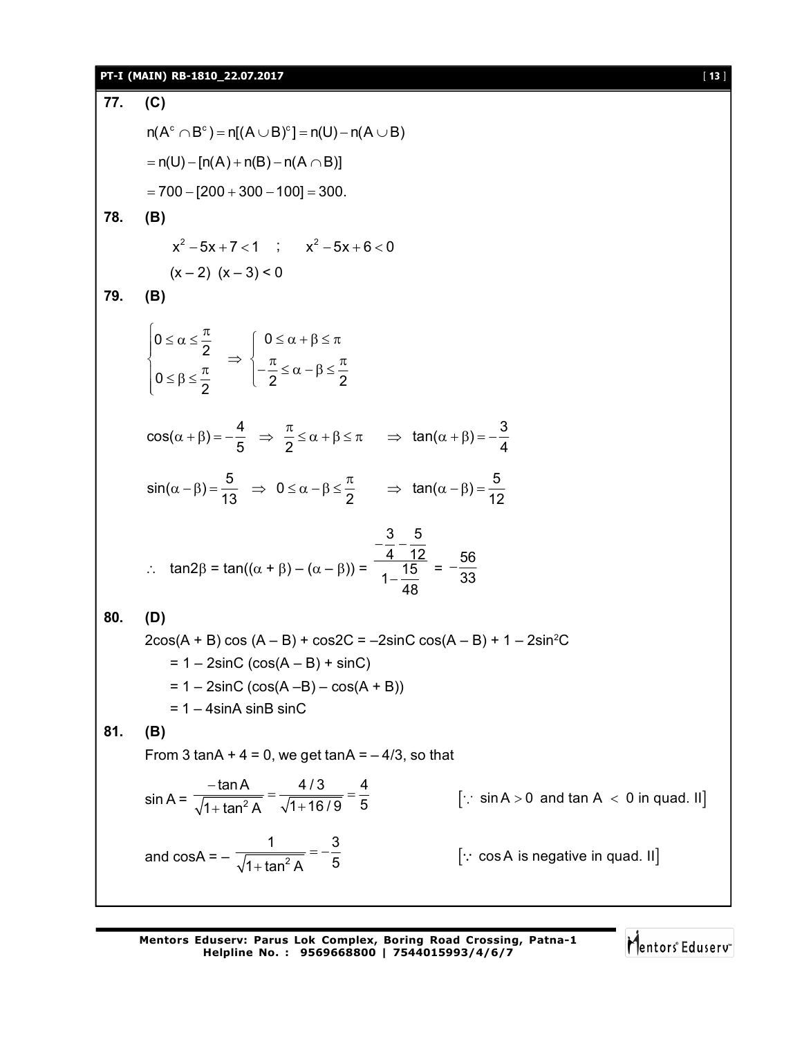**77. (C)**

$$n(A^c \cap B^c) = n[(A \cup B)^c] = n(U) - n(A \cup B)$$

$$= n(U) - [n(A) + n(B) - n(A \cap B)]$$

$$= 700 - [200 + 300 - 100] = 300.$$

**78. (B)**

$$x^2 - 5x + 7 < 1 \quad ; \qquad x^2 - 5x + 6 < 0$$

$$(x - 2)\ (x - 3) < 0$$

**79. (B)**

$$\begin{cases} 0 \le \alpha \le \dfrac{\pi}{2} \\ 0 \le \beta \le \dfrac{\pi}{2} \end{cases} \Rightarrow \begin{cases} 0 \le \alpha + \beta \le \pi \\ -\dfrac{\pi}{2} \le \alpha - \beta \le \dfrac{\pi}{2} \end{cases}$$

$$\cos(\alpha + \beta) = -\frac{4}{5} \;\Rightarrow\; \frac{\pi}{2} \le \alpha + \beta \le \pi \quad \Rightarrow\; \tan(\alpha + \beta) = -\frac{3}{4}$$

$$\sin(\alpha - \beta) = \frac{5}{13} \;\Rightarrow\; 0 \le \alpha - \beta \le \frac{\pi}{2} \quad \Rightarrow\; \tan(\alpha - \beta) = \frac{5}{12}$$

$$\therefore \quad \tan 2\beta = \tan((\alpha + \beta) - (\alpha - \beta)) = \frac{-\dfrac{3}{4} - \dfrac{5}{12}}{1 - \dfrac{15}{48}} = -\frac{56}{33}$$

**80. (D)**

$2\cos(A + B)\cos(A - B) + \cos 2C = -2\sin C \cos(A - B) + 1 - 2\sin^2 C$

$= 1 - 2\sin C\,(\cos(A - B) + \sin C)$

$= 1 - 2\sin C\,(\cos(A - B) - \cos(A + B))$

$= 1 - 4\sin A \sin B \sin C$

**81. (B)**

From $3\tan A + 4 = 0$, we get $\tan A = -4/3$, so that

$$\sin A = \frac{-\tan A}{\sqrt{1 + \tan^2 A}} = \frac{4/3}{\sqrt{1 + 16/9}} = \frac{4}{5} \qquad [\because \sin A > 0 \text{ and } \tan A < 0 \text{ in quad. II}]$$

$$\text{and } \cos A = -\frac{1}{\sqrt{1 + \tan^2 A}} = -\frac{3}{5} \qquad [\because \cos A \text{ is negative in quad. II}]$$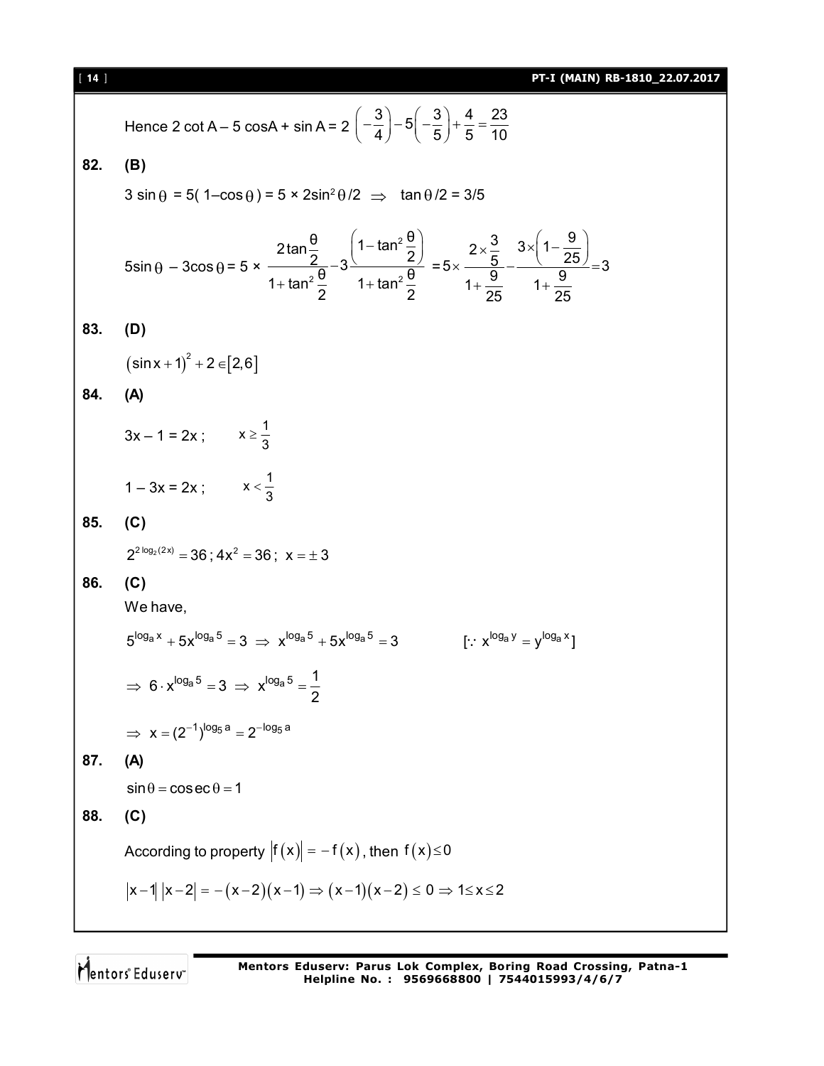Hence 2 cot A – 5 cosA + sin A = $2\left(-\frac{3}{4}\right)-5\left(-\frac{3}{5}\right)+\frac{4}{5}=\frac{23}{10}$

**82. (B)**

$3\sin\theta = 5(1-\cos\theta) = 5\times 2\sin^2\theta/2 \Rightarrow \tan\theta/2 = 3/5$

$$5\sin\theta - 3\cos\theta = 5\times\frac{2\tan\frac{\theta}{2}}{1+\tan^2\frac{\theta}{2}}-3\frac{\left(1-\tan^2\frac{\theta}{2}\right)}{1+\tan^2\frac{\theta}{2}} = 5\times\frac{2\times\frac{3}{5}}{1+\frac{9}{25}}-\frac{3\times\left(1-\frac{9}{25}\right)}{1+\frac{9}{25}}=3$$

**83. (D)**

$(\sin x+1)^2+2\in[2,6]$

**84. (A)**

$3x - 1 = 2x$ ; $\quad x\geq\frac{1}{3}$

$1 - 3x = 2x$ ; $\quad x<\frac{1}{3}$

**85. (C)**

$2^{2\log_2(2x)}=36\,;\,4x^2=36\,;\; x=\pm 3$

**86. (C)**

We have,

$5^{\log_a x}+5x^{\log_a 5}=3 \Rightarrow x^{\log_a 5}+5x^{\log_a 5}=3 \qquad [\because x^{\log_a y}=y^{\log_a x}]$

$\Rightarrow 6\cdot x^{\log_a 5}=3 \Rightarrow x^{\log_a 5}=\frac{1}{2}$

$\Rightarrow x=(2^{-1})^{\log_5 a}=2^{-\log_5 a}$

**87. (A)**

$\sin\theta=\operatorname{cosec}\theta=1$

**88. (C)**

According to property $|f(x)|=-f(x)$, then $f(x)\leq 0$

$|x-1|\,|x-2|=-(x-2)(x-1)\Rightarrow(x-1)(x-2)\leq 0\Rightarrow 1\leq x\leq 2$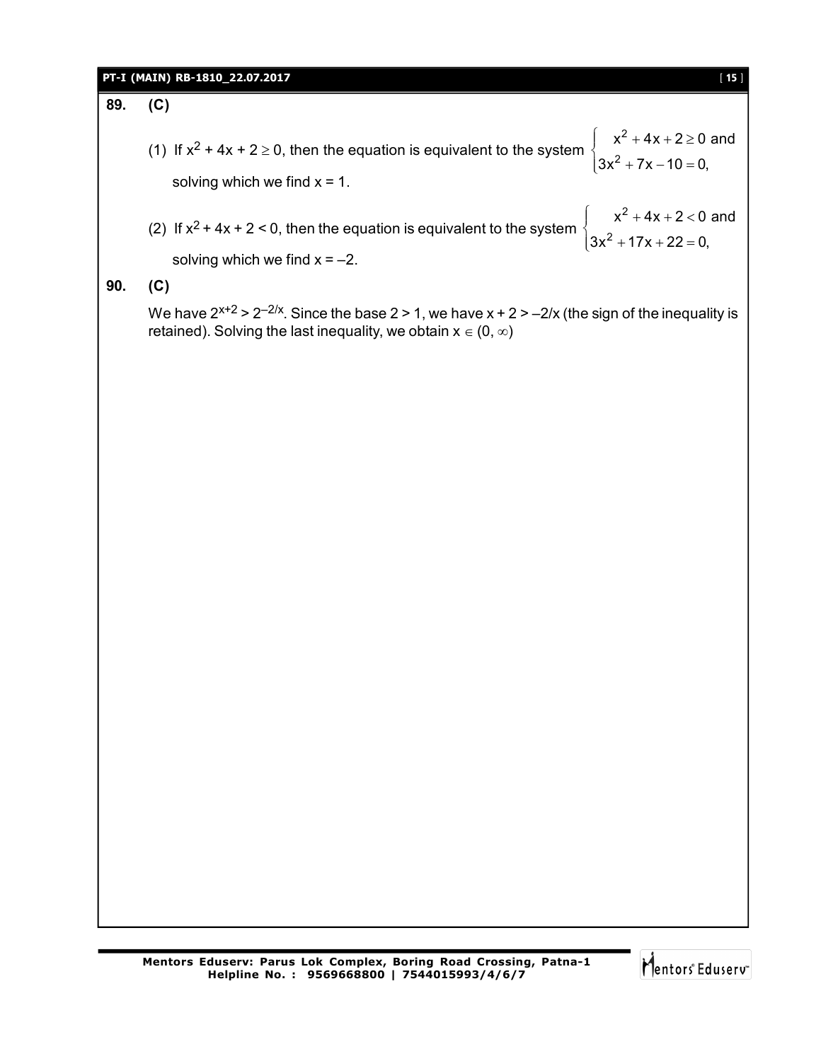**89. (C)**

(1) If $x^2 + 4x + 2 \geq 0$, then the equation is equivalent to the system $\begin{cases} x^2 + 4x + 2 \geq 0 \text{ and} \\ 3x^2 + 7x - 10 = 0, \end{cases}$

solving which we find $x = 1$.

(2) If $x^2 + 4x + 2 < 0$, then the equation is equivalent to the system $\begin{cases} x^2 + 4x + 2 < 0 \text{ and} \\ 3x^2 + 17x + 22 = 0, \end{cases}$

solving which we find $x = -2$.

**90. (C)**

We have $2^{x+2} > 2^{-2/x}$. Since the base $2 > 1$, we have $x + 2 > -2/x$ (the sign of the inequality is retained). Solving the last inequality, we obtain $x \in (0, \infty)$